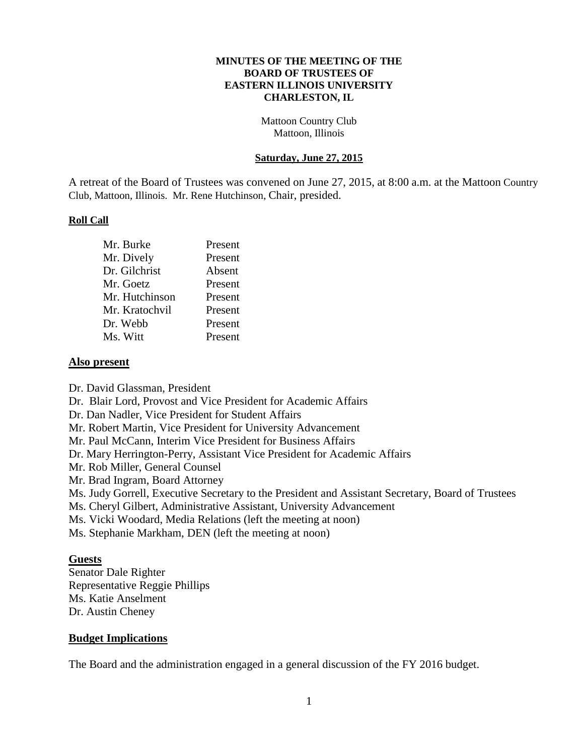**MINUTES OF THE MEETING OF THE**
**BOARD OF TRUSTEES OF**
**EASTERN ILLINOIS UNIVERSITY**
**CHARLESTON, IL**

Mattoon Country Club
Mattoon, Illinois

**Saturday, June 27, 2015**

A retreat of the Board of Trustees was convened on June 27, 2015, at 8:00 a.m. at the Mattoon Country Club, Mattoon, Illinois. Mr. Rene Hutchinson, Chair, presided.

**Roll Call**

| | |
|---|---|
| Mr. Burke | Present |
| Mr. Dively | Present |
| Dr. Gilchrist | Absent |
| Mr. Goetz | Present |
| Mr. Hutchinson | Present |
| Mr. Kratochvil | Present |
| Dr. Webb | Present |
| Ms. Witt | Present |

**Also present**

Dr. David Glassman, President
Dr. Blair Lord, Provost and Vice President for Academic Affairs
Dr. Dan Nadler, Vice President for Student Affairs
Mr. Robert Martin, Vice President for University Advancement
Mr. Paul McCann, Interim Vice President for Business Affairs
Dr. Mary Herrington-Perry, Assistant Vice President for Academic Affairs
Mr. Rob Miller, General Counsel
Mr. Brad Ingram, Board Attorney
Ms. Judy Gorrell, Executive Secretary to the President and Assistant Secretary, Board of Trustees
Ms. Cheryl Gilbert, Administrative Assistant, University Advancement
Ms. Vicki Woodard, Media Relations (left the meeting at noon)
Ms. Stephanie Markham, DEN (left the meeting at noon)

**Guests**

Senator Dale Righter
Representative Reggie Phillips
Ms. Katie Anselment
Dr. Austin Cheney

**Budget Implications**

The Board and the administration engaged in a general discussion of the FY 2016 budget.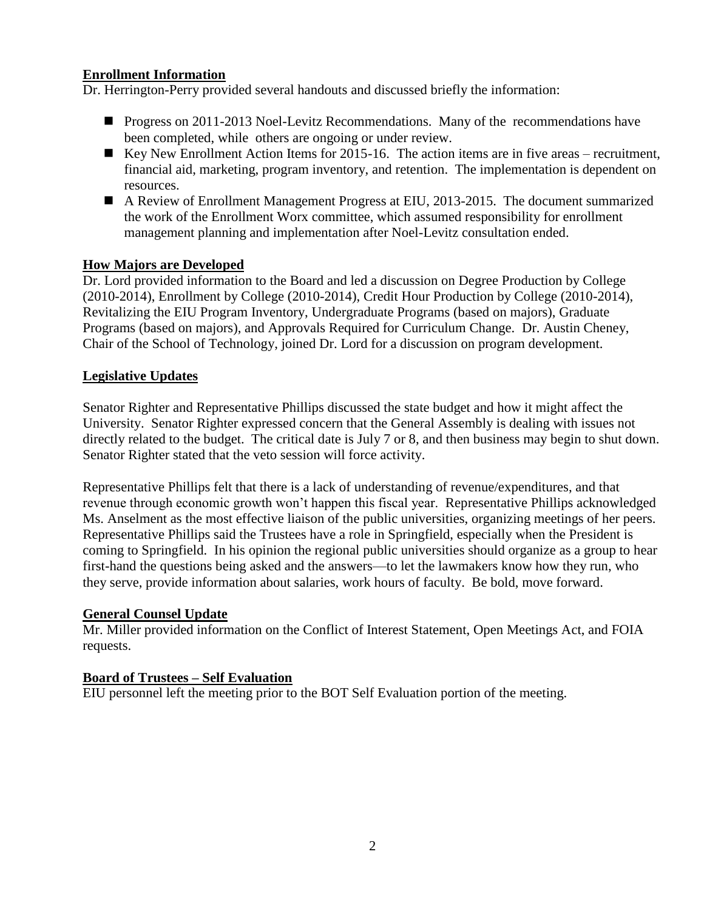**Enrollment Information**

Dr. Herrington-Perry provided several handouts and discussed briefly the information:

- Progress on 2011-2013 Noel-Levitz Recommendations. Many of the recommendations have been completed, while others are ongoing or under review.
- Key New Enrollment Action Items for 2015-16. The action items are in five areas – recruitment, financial aid, marketing, program inventory, and retention. The implementation is dependent on resources.
- A Review of Enrollment Management Progress at EIU, 2013-2015. The document summarized the work of the Enrollment Worx committee, which assumed responsibility for enrollment management planning and implementation after Noel-Levitz consultation ended.

**How Majors are Developed**

Dr. Lord provided information to the Board and led a discussion on Degree Production by College (2010-2014), Enrollment by College (2010-2014), Credit Hour Production by College (2010-2014), Revitalizing the EIU Program Inventory, Undergraduate Programs (based on majors), Graduate Programs (based on majors), and Approvals Required for Curriculum Change. Dr. Austin Cheney, Chair of the School of Technology, joined Dr. Lord for a discussion on program development.

**Legislative Updates**

Senator Righter and Representative Phillips discussed the state budget and how it might affect the University. Senator Righter expressed concern that the General Assembly is dealing with issues not directly related to the budget. The critical date is July 7 or 8, and then business may begin to shut down. Senator Righter stated that the veto session will force activity.

Representative Phillips felt that there is a lack of understanding of revenue/expenditures, and that revenue through economic growth won't happen this fiscal year. Representative Phillips acknowledged Ms. Anselment as the most effective liaison of the public universities, organizing meetings of her peers. Representative Phillips said the Trustees have a role in Springfield, especially when the President is coming to Springfield. In his opinion the regional public universities should organize as a group to hear first-hand the questions being asked and the answers—to let the lawmakers know how they run, who they serve, provide information about salaries, work hours of faculty. Be bold, move forward.

**General Counsel Update**

Mr. Miller provided information on the Conflict of Interest Statement, Open Meetings Act, and FOIA requests.

**Board of Trustees – Self Evaluation**

EIU personnel left the meeting prior to the BOT Self Evaluation portion of the meeting.